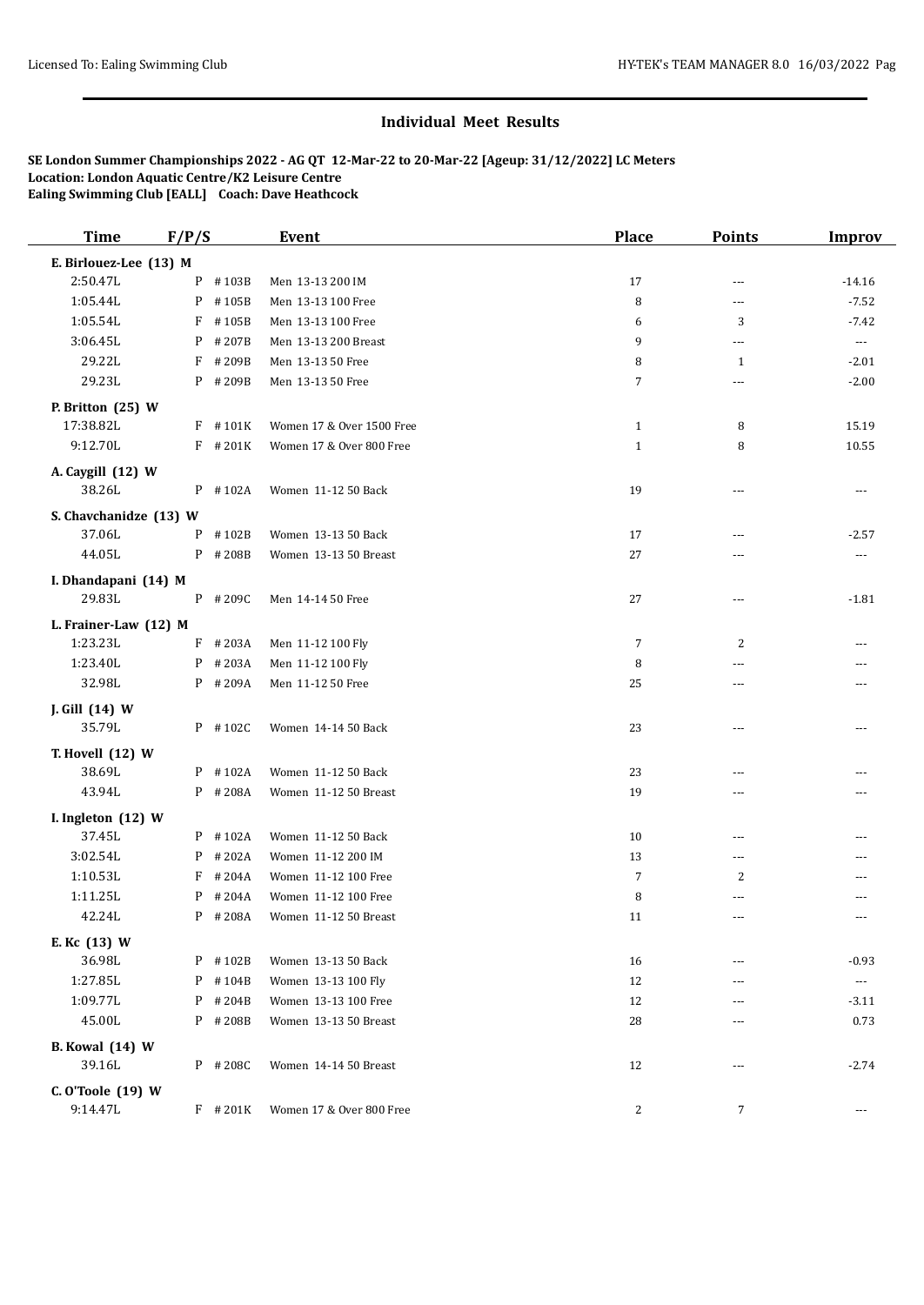# Individual Meet Results

**SE London Summer Championships 2022 - AG QT 12-Mar-22 to 20-Mar-22 [Ageup: 31/12/2022] LC Meters**
**Location: London Aquatic Centre/K2 Leisure Centre**
**Ealing Swimming Club [EALL] Coach: Dave Heathcock**

| Time | F/P/S | | Event | Place | Points | Improv |
|---|---|---|---|---|---|---|
| **E. Birlouez-Lee (13) M** | | | | | | |
| 2:50.47L | P | #103B | Men 13-13 200 IM | 17 | --- | -14.16 |
| 1:05.44L | P | #105B | Men 13-13 100 Free | 8 | --- | -7.52 |
| 1:05.54L | F | #105B | Men 13-13 100 Free | 6 | 3 | -7.42 |
| 3:06.45L | P | #207B | Men 13-13 200 Breast | 9 | --- | --- |
| 29.22L | F | #209B | Men 13-13 50 Free | 8 | 1 | -2.01 |
| 29.23L | P | #209B | Men 13-13 50 Free | 7 | --- | -2.00 |
| **P. Britton (25) W** | | | | | | |
| 17:38.82L | F | #101K | Women 17 & Over 1500 Free | 1 | 8 | 15.19 |
| 9:12.70L | F | #201K | Women 17 & Over 800 Free | 1 | 8 | 10.55 |
| **A. Caygill (12) W** | | | | | | |
| 38.26L | P | #102A | Women 11-12 50 Back | 19 | --- | --- |
| **S. Chavchanidze (13) W** | | | | | | |
| 37.06L | P | #102B | Women 13-13 50 Back | 17 | --- | -2.57 |
| 44.05L | P | #208B | Women 13-13 50 Breast | 27 | --- | --- |
| **I. Dhandapani (14) M** | | | | | | |
| 29.83L | P | #209C | Men 14-14 50 Free | 27 | --- | -1.81 |
| **L. Frainer-Law (12) M** | | | | | | |
| 1:23.23L | F | #203A | Men 11-12 100 Fly | 7 | 2 | --- |
| 1:23.40L | P | #203A | Men 11-12 100 Fly | 8 | --- | --- |
| 32.98L | P | #209A | Men 11-12 50 Free | 25 | --- | --- |
| **J. Gill (14) W** | | | | | | |
| 35.79L | P | #102C | Women 14-14 50 Back | 23 | --- | --- |
| **T. Hovell (12) W** | | | | | | |
| 38.69L | P | #102A | Women 11-12 50 Back | 23 | --- | --- |
| 43.94L | P | #208A | Women 11-12 50 Breast | 19 | --- | --- |
| **I. Ingleton (12) W** | | | | | | |
| 37.45L | P | #102A | Women 11-12 50 Back | 10 | --- | --- |
| 3:02.54L | P | #202A | Women 11-12 200 IM | 13 | --- | --- |
| 1:10.53L | F | #204A | Women 11-12 100 Free | 7 | 2 | --- |
| 1:11.25L | P | #204A | Women 11-12 100 Free | 8 | --- | --- |
| 42.24L | P | #208A | Women 11-12 50 Breast | 11 | --- | --- |
| **E. Kc (13) W** | | | | | | |
| 36.98L | P | #102B | Women 13-13 50 Back | 16 | --- | -0.93 |
| 1:27.85L | P | #104B | Women 13-13 100 Fly | 12 | --- | --- |
| 1:09.77L | P | #204B | Women 13-13 100 Free | 12 | --- | -3.11 |
| 45.00L | P | #208B | Women 13-13 50 Breast | 28 | --- | 0.73 |
| **B. Kowal (14) W** | | | | | | |
| 39.16L | P | #208C | Women 14-14 50 Breast | 12 | --- | -2.74 |
| **C. O'Toole (19) W** | | | | | | |
| 9:14.47L | F | #201K | Women 17 & Over 800 Free | 2 | 7 | --- |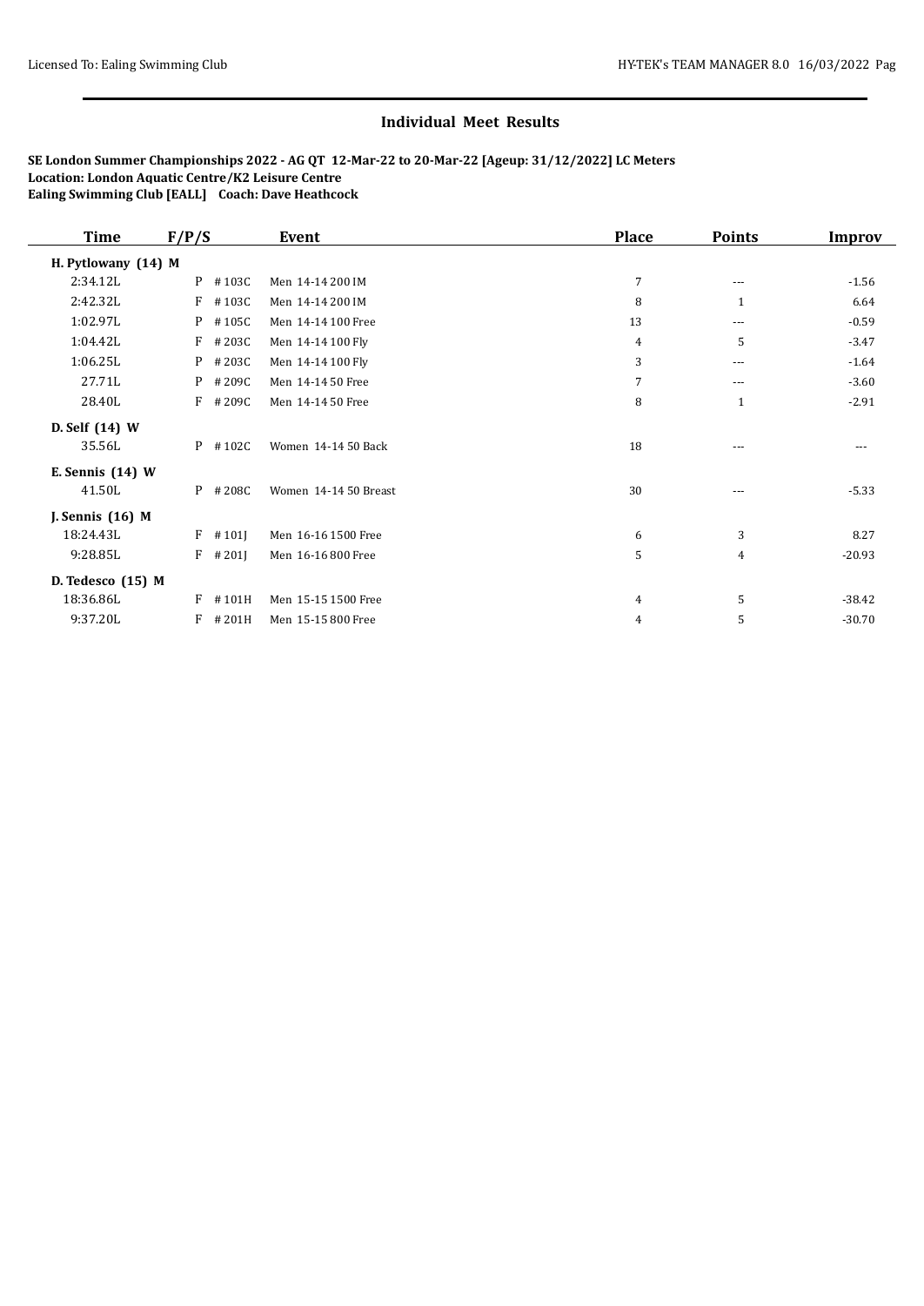## Individual Meet Results

**SE London Summer Championships 2022 - AG QT 12-Mar-22 to 20-Mar-22 [Ageup: 31/12/2022] LC Meters**
**Location: London Aquatic Centre/K2 Leisure Centre**
**Ealing Swimming Club [EALL] Coach: Dave Heathcock**

| Time | F/P/S | | Event | Place | Points | Improv |
|---|---|---|---|---|---|---|
| **H. Pytlowany (14) M** | | | | | | |
| 2:34.12L | P | #103C | Men 14-14 200 IM | 7 | --- | -1.56 |
| 2:42.32L | F | #103C | Men 14-14 200 IM | 8 | 1 | 6.64 |
| 1:02.97L | P | #105C | Men 14-14 100 Free | 13 | --- | -0.59 |
| 1:04.42L | F | #203C | Men 14-14 100 Fly | 4 | 5 | -3.47 |
| 1:06.25L | P | #203C | Men 14-14 100 Fly | 3 | --- | -1.64 |
| 27.71L | P | #209C | Men 14-14 50 Free | 7 | --- | -3.60 |
| 28.40L | F | #209C | Men 14-14 50 Free | 8 | 1 | -2.91 |
| **D. Self (14) W** | | | | | | |
| 35.56L | P | #102C | Women 14-14 50 Back | 18 | --- | --- |
| **E. Sennis (14) W** | | | | | | |
| 41.50L | P | #208C | Women 14-14 50 Breast | 30 | --- | -5.33 |
| **J. Sennis (16) M** | | | | | | |
| 18:24.43L | F | #101J | Men 16-16 1500 Free | 6 | 3 | 8.27 |
| 9:28.85L | F | #201J | Men 16-16 800 Free | 5 | 4 | -20.93 |
| **D. Tedesco (15) M** | | | | | | |
| 18:36.86L | F | #101H | Men 15-15 1500 Free | 4 | 5 | -38.42 |
| 9:37.20L | F | #201H | Men 15-15 800 Free | 4 | 5 | -30.70 |